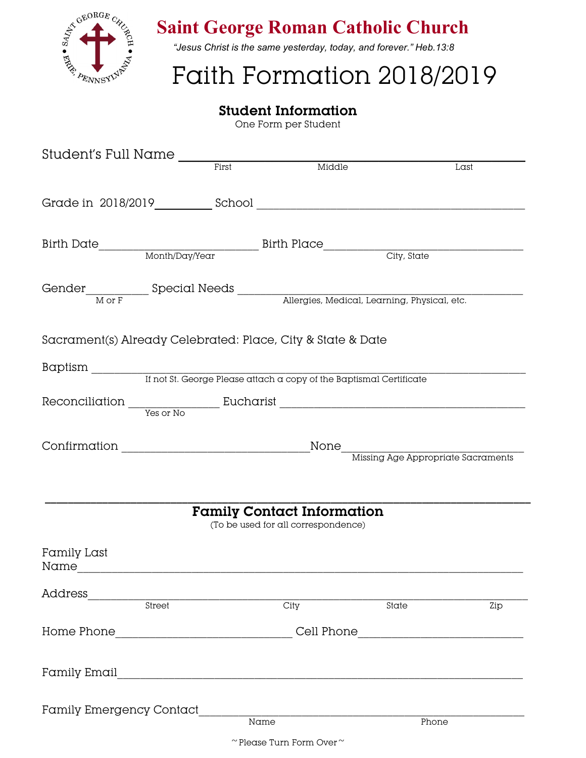# Saint George Roman Catholic Church

*"Jesus Christ is the same yesterday, today, and forever." Heb.13:8*

# Faith Formation 2018/2019

## Student Information

One Form per Student

Student's Full Name ______________________________________________
First Middle Last

Grade in 2018/2019__________ School ______________________________________________

Birth Date__________________________ Birth Place__________________________________
Month/Day/Year City, State

Gender__________ Special Needs ______________________________________________
M or F Allergies, Medical, Learning, Physical, etc.

Sacrament(s) Already Celebrated: Place, City & State & Date

Baptism ________________________________________________________________________
If not St. George Please attach a copy of the Baptismal Certificate

Reconciliation _______________ Eucharist ______________________________________________
Yes or No

Confirmation _______________________________None______________________________
Missing Age Appropriate Sacraments

---

## Family Contact Information

(To be used for all correspondence)

Family Last Name______________________________________________________________________

Address______________________________________________________________________________
Street City State Zip

Home Phone______________________________ Cell Phone___________________________

Family Email___________________________________________________________________

Family Emergency Contact____________________________________________________________
Name Phone

~ Please Turn Form Over ~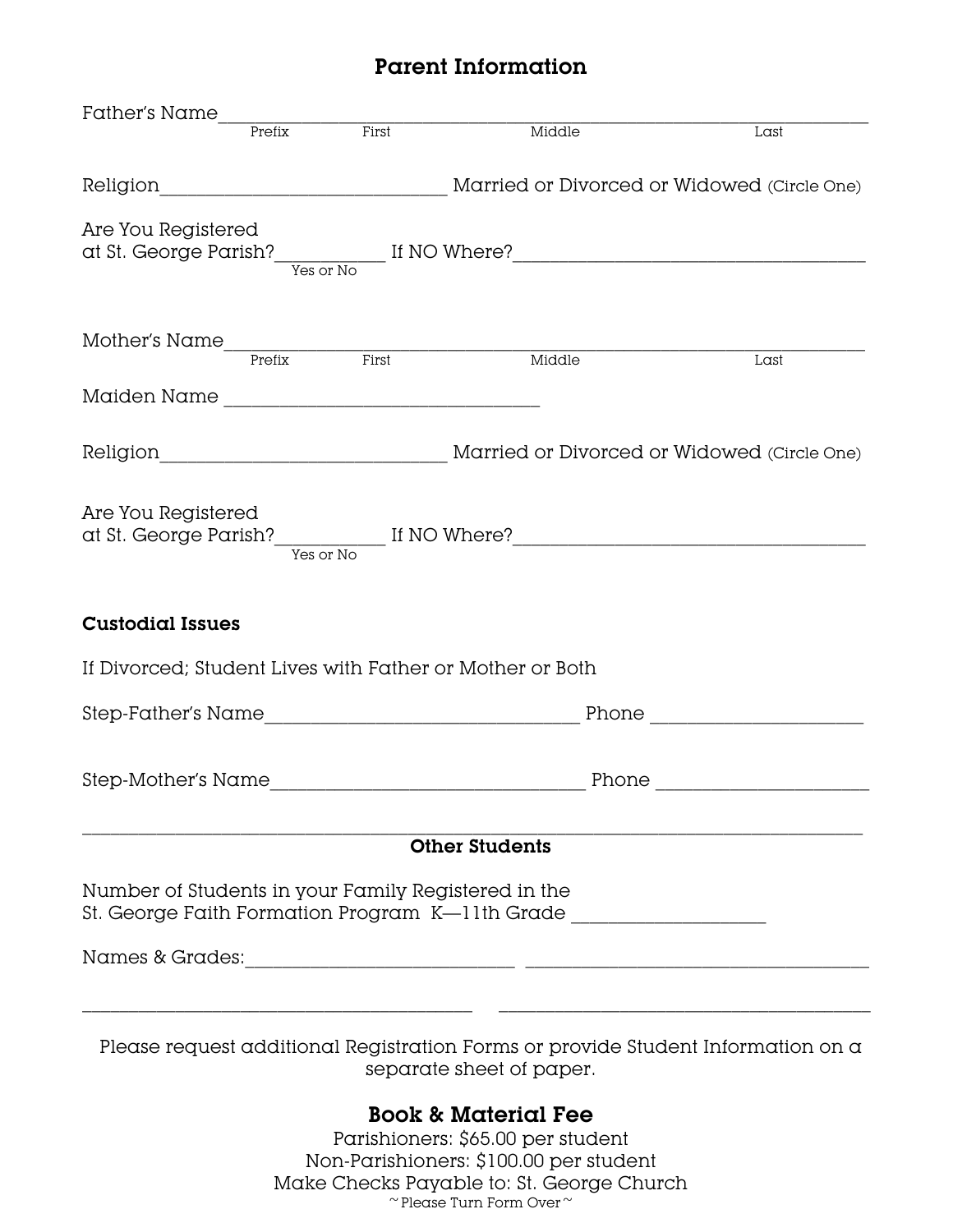## Parent Information

Father's Name______________________________________________________________________
Prefix First Middle Last

Religion______________________________ Married or Divorced or Widowed (Circle One)

Are You Registered
at St. George Parish?___________ If NO Where?____________________________________
Yes or No

Mother's Name_____________________________________________________________________
Prefix First Middle Last

Maiden Name _________________________________

Religion______________________________ Married or Divorced or Widowed (Circle One)

Are You Registered
at St. George Parish?___________ If NO Where?____________________________________
Yes or No

**Custodial Issues**

If Divorced; Student Lives with Father or Mother or Both

Step-Father's Name_________________________________ Phone ______________________

Step-Mother's Name_________________________________ Phone ______________________

---

**Other Students**

Number of Students in your Family Registered in the
St. George Faith Formation Program K—11th Grade ____________________

Names & Grades:____________________________ ____________________________________

________________________________________ ________________________________________

Please request additional Registration Forms or provide Student Information on a separate sheet of paper.

### Book & Material Fee

Parishioners: $65.00 per student
Non-Parishioners: $100.00 per student
Make Checks Payable to: St. George Church
~ Please Turn Form Over ~